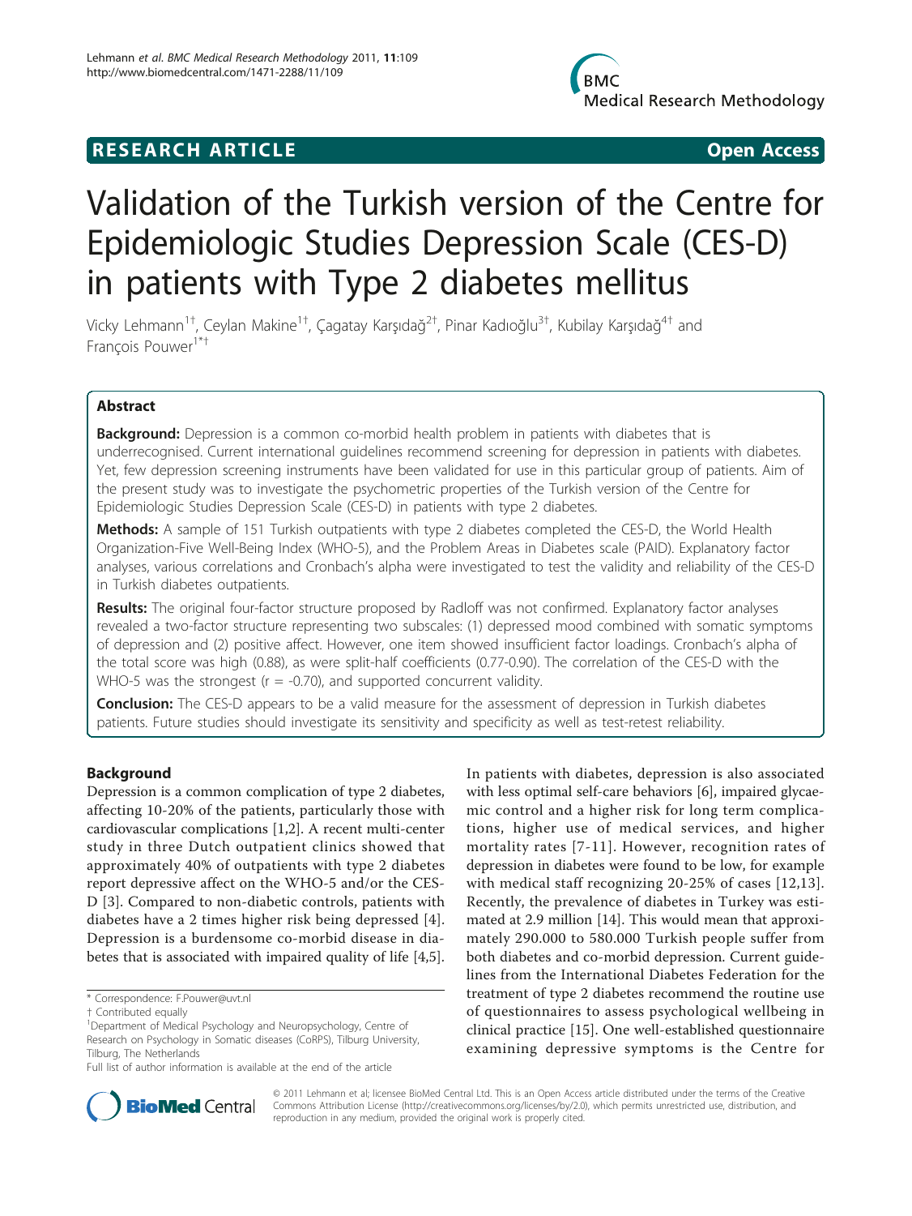RESEARCH ARTICLE Open Access

# Validation of the Turkish version of the Centre for Epidemiologic Studies Depression Scale (CES-D) in patients with Type 2 diabetes mellitus

Vicky Lehmann[1†], Ceylan Makine[1†], Çagatay Karşıdağ[2†], Pinar Kadıoğlu[3†], Kubilay Karşıdağ[4†] and François Pouwer[1*†]

## Abstract

**Background:** Depression is a common co-morbid health problem in patients with diabetes that is underrecognised. Current international guidelines recommend screening for depression in patients with diabetes. Yet, few depression screening instruments have been validated for use in this particular group of patients. Aim of the present study was to investigate the psychometric properties of the Turkish version of the Centre for Epidemiologic Studies Depression Scale (CES-D) in patients with type 2 diabetes.

**Methods:** A sample of 151 Turkish outpatients with type 2 diabetes completed the CES-D, the World Health Organization-Five Well-Being Index (WHO-5), and the Problem Areas in Diabetes scale (PAID). Explanatory factor analyses, various correlations and Cronbach's alpha were investigated to test the validity and reliability of the CES-D in Turkish diabetes outpatients.

**Results:** The original four-factor structure proposed by Radloff was not confirmed. Explanatory factor analyses revealed a two-factor structure representing two subscales: (1) depressed mood combined with somatic symptoms of depression and (2) positive affect. However, one item showed insufficient factor loadings. Cronbach's alpha of the total score was high (0.88), as were split-half coefficients (0.77-0.90). The correlation of the CES-D with the WHO-5 was the strongest (r = -0.70), and supported concurrent validity.

**Conclusion:** The CES-D appears to be a valid measure for the assessment of depression in Turkish diabetes patients. Future studies should investigate its sensitivity and specificity as well as test-retest reliability.

## Background

Depression is a common complication of type 2 diabetes, affecting 10-20% of the patients, particularly those with cardiovascular complications [1,2]. A recent multi-center study in three Dutch outpatient clinics showed that approximately 40% of outpatients with type 2 diabetes report depressive affect on the WHO-5 and/or the CES-D [3]. Compared to non-diabetic controls, patients with diabetes have a 2 times higher risk being depressed [4]. Depression is a burdensome co-morbid disease in diabetes that is associated with impaired quality of life [4,5]. In patients with diabetes, depression is also associated with less optimal self-care behaviors [6], impaired glycaemic control and a higher risk for long term complications, higher use of medical services, and higher mortality rates [7-11]. However, recognition rates of depression in diabetes were found to be low, for example with medical staff recognizing 20-25% of cases [12,13]. Recently, the prevalence of diabetes in Turkey was estimated at 2.9 million [14]. This would mean that approximately 290.000 to 580.000 Turkish people suffer from both diabetes and co-morbid depression. Current guidelines from the International Diabetes Federation for the treatment of type 2 diabetes recommend the routine use of questionnaires to assess psychological wellbeing in clinical practice [15]. One well-established questionnaire examining depressive symptoms is the Centre for

\* Correspondence: F.Pouwer@uvt.nl
† Contributed equally
[1]Department of Medical Psychology and Neuropsychology, Centre of Research on Psychology in Somatic diseases (CoRPS), Tilburg University, Tilburg, The Netherlands
Full list of author information is available at the end of the article

© 2011 Lehmann et al; licensee BioMed Central Ltd. This is an Open Access article distributed under the terms of the Creative Commons Attribution License (http://creativecommons.org/licenses/by/2.0), which permits unrestricted use, distribution, and reproduction in any medium, provided the original work is properly cited.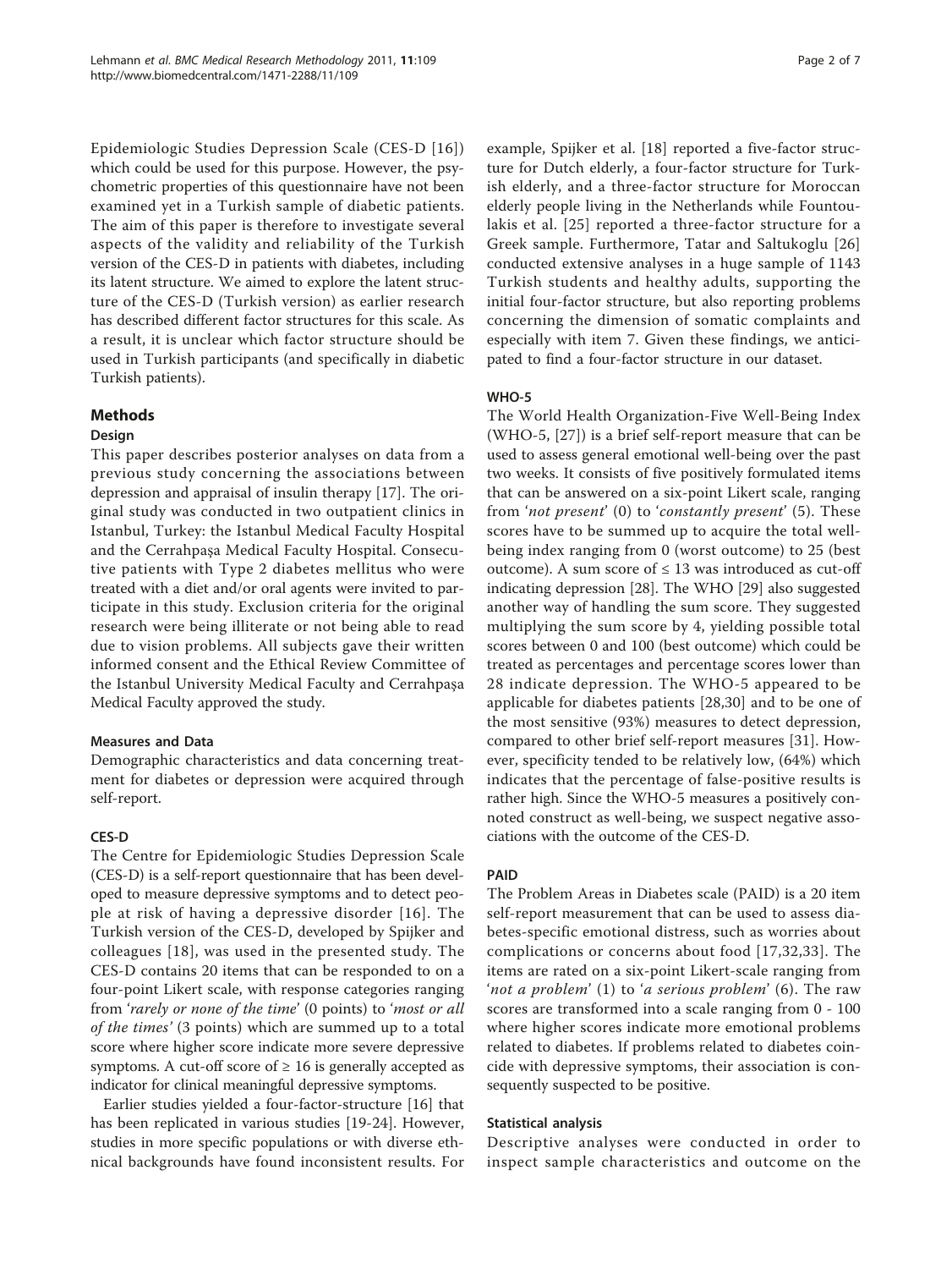Epidemiologic Studies Depression Scale (CES-D [16]) which could be used for this purpose. However, the psychometric properties of this questionnaire have not been examined yet in a Turkish sample of diabetic patients. The aim of this paper is therefore to investigate several aspects of the validity and reliability of the Turkish version of the CES-D in patients with diabetes, including its latent structure. We aimed to explore the latent structure of the CES-D (Turkish version) as earlier research has described different factor structures for this scale. As a result, it is unclear which factor structure should be used in Turkish participants (and specifically in diabetic Turkish patients).

## Methods

### Design

This paper describes posterior analyses on data from a previous study concerning the associations between depression and appraisal of insulin therapy [17]. The original study was conducted in two outpatient clinics in Istanbul, Turkey: the Istanbul Medical Faculty Hospital and the Cerrahpaşa Medical Faculty Hospital. Consecutive patients with Type 2 diabetes mellitus who were treated with a diet and/or oral agents were invited to participate in this study. Exclusion criteria for the original research were being illiterate or not being able to read due to vision problems. All subjects gave their written informed consent and the Ethical Review Committee of the Istanbul University Medical Faculty and Cerrahpaşa Medical Faculty approved the study.

### Measures and Data

Demographic characteristics and data concerning treatment for diabetes or depression were acquired through self-report.

### CES-D

The Centre for Epidemiologic Studies Depression Scale (CES-D) is a self-report questionnaire that has been developed to measure depressive symptoms and to detect people at risk of having a depressive disorder [16]. The Turkish version of the CES-D, developed by Spijker and colleagues [18], was used in the presented study. The CES-D contains 20 items that can be responded to on a four-point Likert scale, with response categories ranging from '*rarely or none of the time*' (0 points) to '*most or all of the times'* (3 points) which are summed up to a total score where higher score indicate more severe depressive symptoms. A cut-off score of ≥ 16 is generally accepted as indicator for clinical meaningful depressive symptoms.

Earlier studies yielded a four-factor-structure [16] that has been replicated in various studies [19-24]. However, studies in more specific populations or with diverse ethnical backgrounds have found inconsistent results. For example, Spijker et al. [18] reported a five-factor structure for Dutch elderly, a four-factor structure for Turkish elderly, and a three-factor structure for Moroccan elderly people living in the Netherlands while Fountoulakis et al. [25] reported a three-factor structure for a Greek sample. Furthermore, Tatar and Saltukoglu [26] conducted extensive analyses in a huge sample of 1143 Turkish students and healthy adults, supporting the initial four-factor structure, but also reporting problems concerning the dimension of somatic complaints and especially with item 7. Given these findings, we anticipated to find a four-factor structure in our dataset.

### WHO-5

The World Health Organization-Five Well-Being Index (WHO-5, [27]) is a brief self-report measure that can be used to assess general emotional well-being over the past two weeks. It consists of five positively formulated items that can be answered on a six-point Likert scale, ranging from '*not present*' (0) to '*constantly present*' (5). These scores have to be summed up to acquire the total well-being index ranging from 0 (worst outcome) to 25 (best outcome). A sum score of ≤ 13 was introduced as cut-off indicating depression [28]. The WHO [29] also suggested another way of handling the sum score. They suggested multiplying the sum score by 4, yielding possible total scores between 0 and 100 (best outcome) which could be treated as percentages and percentage scores lower than 28 indicate depression. The WHO-5 appeared to be applicable for diabetes patients [28,30] and to be one of the most sensitive (93%) measures to detect depression, compared to other brief self-report measures [31]. However, specificity tended to be relatively low, (64%) which indicates that the percentage of false-positive results is rather high. Since the WHO-5 measures a positively connoted construct as well-being, we suspect negative associations with the outcome of the CES-D.

### PAID

The Problem Areas in Diabetes scale (PAID) is a 20 item self-report measurement that can be used to assess diabetes-specific emotional distress, such as worries about complications or concerns about food [17,32,33]. The items are rated on a six-point Likert-scale ranging from '*not a problem*' (1) to '*a serious problem*' (6). The raw scores are transformed into a scale ranging from 0 - 100 where higher scores indicate more emotional problems related to diabetes. If problems related to diabetes coincide with depressive symptoms, their association is consequently suspected to be positive.

### Statistical analysis

Descriptive analyses were conducted in order to inspect sample characteristics and outcome on the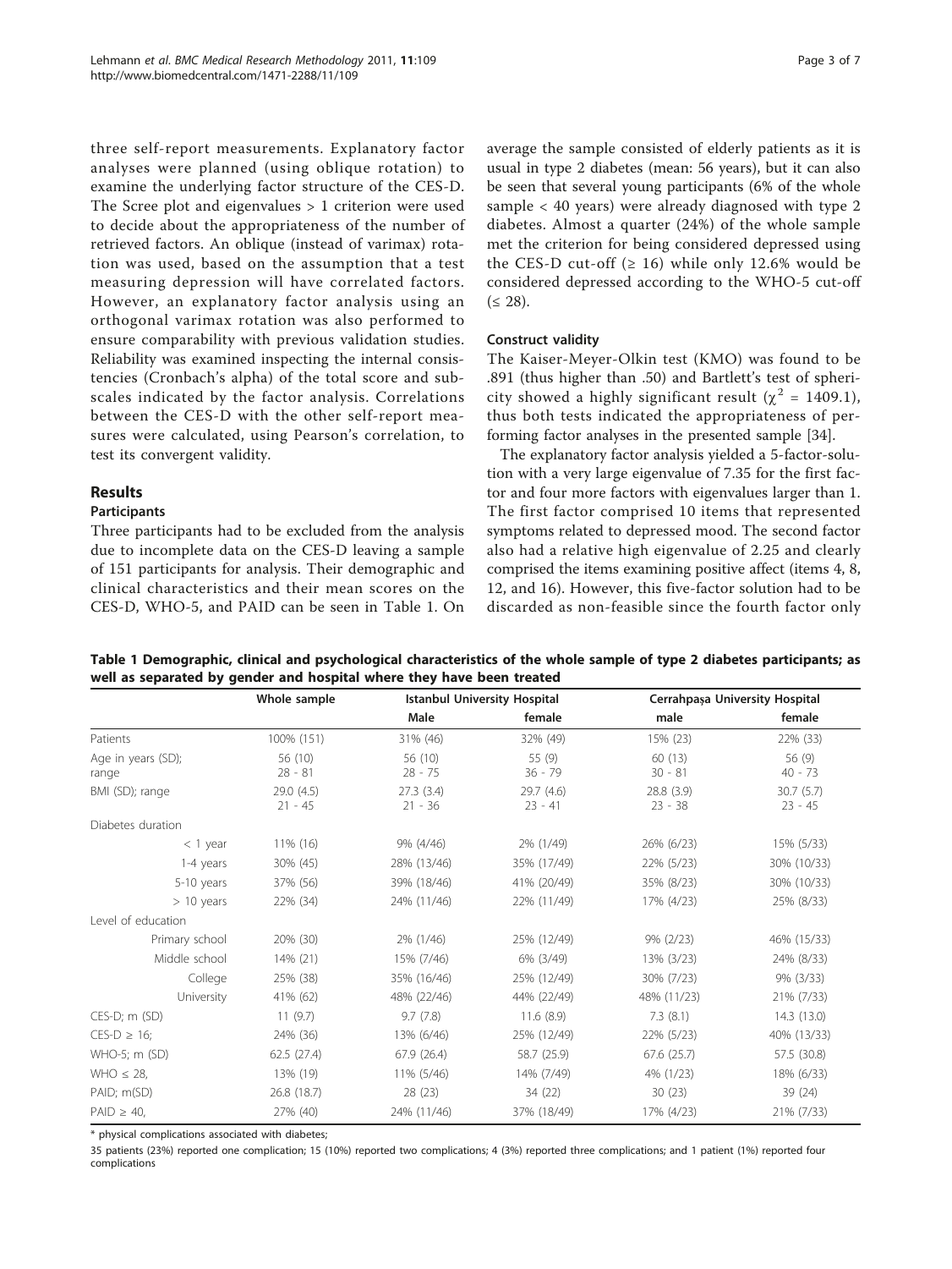three self-report measurements. Explanatory factor analyses were planned (using oblique rotation) to examine the underlying factor structure of the CES-D. The Scree plot and eigenvalues > 1 criterion were used to decide about the appropriateness of the number of retrieved factors. An oblique (instead of varimax) rotation was used, based on the assumption that a test measuring depression will have correlated factors. However, an explanatory factor analysis using an orthogonal varimax rotation was also performed to ensure comparability with previous validation studies. Reliability was examined inspecting the internal consistencies (Cronbach's alpha) of the total score and subscales indicated by the factor analysis. Correlations between the CES-D with the other self-report measures were calculated, using Pearson's correlation, to test its convergent validity.

## Results

### Participants

Three participants had to be excluded from the analysis due to incomplete data on the CES-D leaving a sample of 151 participants for analysis. Their demographic and clinical characteristics and their mean scores on the CES-D, WHO-5, and PAID can be seen in Table 1. On average the sample consisted of elderly patients as it is usual in type 2 diabetes (mean: 56 years), but it can also be seen that several young participants (6% of the whole sample < 40 years) were already diagnosed with type 2 diabetes. Almost a quarter (24%) of the whole sample met the criterion for being considered depressed using the CES-D cut-off (≥ 16) while only 12.6% would be considered depressed according to the WHO-5 cut-off (≤ 28).

### Construct validity

The Kaiser-Meyer-Olkin test (KMO) was found to be .891 (thus higher than .50) and Bartlett's test of sphericity showed a highly significant result ($\chi^2$ = 1409.1), thus both tests indicated the appropriateness of performing factor analyses in the presented sample [34].

The explanatory factor analysis yielded a 5-factor-solution with a very large eigenvalue of 7.35 for the first factor and four more factors with eigenvalues larger than 1. The first factor comprised 10 items that represented symptoms related to depressed mood. The second factor also had a relative high eigenvalue of 2.25 and clearly comprised the items examining positive affect (items 4, 8, 12, and 16). However, this five-factor solution had to be discarded as non-feasible since the fourth factor only

**Table 1 Demographic, clinical and psychological characteristics of the whole sample of type 2 diabetes participants; as well as separated by gender and hospital where they have been treated**

| | Whole sample | Istanbul University Hospital | | Cerrahpaşa University Hospital | |
|---|---|---|---|---|---|
| | | Male | female | male | female |
| Patients | 100% (151) | 31% (46) | 32% (49) | 15% (23) | 22% (33) |
| Age in years (SD); range | 56 (10) 28 - 81 | 56 (10) 28 - 75 | 55 (9) 36 - 79 | 60 (13) 30 - 81 | 56 (9) 40 - 73 |
| BMI (SD); range | 29.0 (4.5) 21 - 45 | 27.3 (3.4) 21 - 36 | 29.7 (4.6) 23 - 41 | 28.8 (3.9) 23 - 38 | 30.7 (5.7) 23 - 45 |
| Diabetes duration | | | | | |
| < 1 year | 11% (16) | 9% (4/46) | 2% (1/49) | 26% (6/23) | 15% (5/33) |
| 1-4 years | 30% (45) | 28% (13/46) | 35% (17/49) | 22% (5/23) | 30% (10/33) |
| 5-10 years | 37% (56) | 39% (18/46) | 41% (20/49) | 35% (8/23) | 30% (10/33) |
| > 10 years | 22% (34) | 24% (11/46) | 22% (11/49) | 17% (4/23) | 25% (8/33) |
| Level of education | | | | | |
| Primary school | 20% (30) | 2% (1/46) | 25% (12/49) | 9% (2/23) | 46% (15/33) |
| Middle school | 14% (21) | 15% (7/46) | 6% (3/49) | 13% (3/23) | 24% (8/33) |
| College | 25% (38) | 35% (16/46) | 25% (12/49) | 30% (7/23) | 9% (3/33) |
| University | 41% (62) | 48% (22/46) | 44% (22/49) | 48% (11/23) | 21% (7/33) |
| CES-D; m (SD) | 11 (9.7) | 9.7 (7.8) | 11.6 (8.9) | 7.3 (8.1) | 14.3 (13.0) |
| CES-D ≥ 16; | 24% (36) | 13% (6/46) | 25% (12/49) | 22% (5/23) | 40% (13/33) |
| WHO-5; m (SD) | 62.5 (27.4) | 67.9 (26.4) | 58.7 (25.9) | 67.6 (25.7) | 57.5 (30.8) |
| WHO ≤ 28, | 13% (19) | 11% (5/46) | 14% (7/49) | 4% (1/23) | 18% (6/33) |
| PAID; m(SD) | 26.8 (18.7) | 28 (23) | 34 (22) | 30 (23) | 39 (24) |
| PAID ≥ 40, | 27% (40) | 24% (11/46) | 37% (18/49) | 17% (4/23) | 21% (7/33) |

\* physical complications associated with diabetes;

35 patients (23%) reported one complication; 15 (10%) reported two complications; 4 (3%) reported three complications; and 1 patient (1%) reported four complications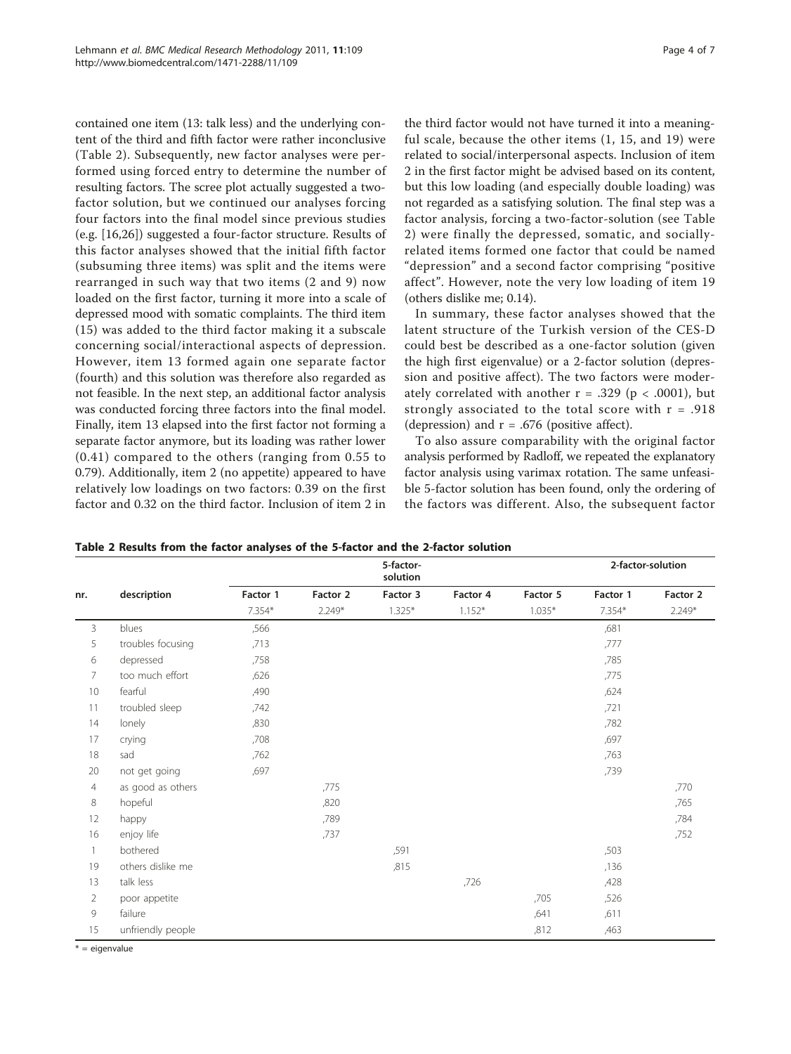contained one item (13: talk less) and the underlying content of the third and fifth factor were rather inconclusive (Table 2). Subsequently, new factor analyses were performed using forced entry to determine the number of resulting factors. The scree plot actually suggested a two-factor solution, but we continued our analyses forcing four factors into the final model since previous studies (e.g. [16,26]) suggested a four-factor structure. Results of this factor analyses showed that the initial fifth factor (subsuming three items) was split and the items were rearranged in such way that two items (2 and 9) now loaded on the first factor, turning it more into a scale of depressed mood with somatic complaints. The third item (15) was added to the third factor making it a subscale concerning social/interactional aspects of depression. However, item 13 formed again one separate factor (fourth) and this solution was therefore also regarded as not feasible. In the next step, an additional factor analysis was conducted forcing three factors into the final model. Finally, item 13 elapsed into the first factor not forming a separate factor anymore, but its loading was rather lower (0.41) compared to the others (ranging from 0.55 to 0.79). Additionally, item 2 (no appetite) appeared to have relatively low loadings on two factors: 0.39 on the first factor and 0.32 on the third factor. Inclusion of item 2 in the third factor would not have turned it into a meaningful scale, because the other items (1, 15, and 19) were related to social/interpersonal aspects. Inclusion of item 2 in the first factor might be advised based on its content, but this low loading (and especially double loading) was not regarded as a satisfying solution. The final step was a factor analysis, forcing a two-factor-solution (see Table 2) were finally the depressed, somatic, and socially-related items formed one factor that could be named "depression" and a second factor comprising "positive affect". However, note the very low loading of item 19 (others dislike me; 0.14).

In summary, these factor analyses showed that the latent structure of the Turkish version of the CES-D could best be described as a one-factor solution (given the high first eigenvalue) or a 2-factor solution (depression and positive affect). The two factors were moderately correlated with another $r = .329$ ($p < .0001$), but strongly associated to the total score with $r = .918$ (depression) and $r = .676$ (positive affect).

To also assure comparability with the original factor analysis performed by Radloff, we repeated the explanatory factor analysis using varimax rotation. The same unfeasible 5-factor solution has been found, only the ordering of the factors was different. Also, the subsequent factor

**Table 2 Results from the factor analyses of the 5-factor and the 2-factor solution**

| nr. | description | 5-factor-solution | | | | | 2-factor-solution | |
|---|---|---|---|---|---|---|---|---|
| | | Factor 1 | Factor 2 | Factor 3 | Factor 4 | Factor 5 | Factor 1 | Factor 2 |
| | | 7.354* | 2.249* | 1.325* | 1.152* | 1.035* | 7.354* | 2.249* |
| 3 | blues | ,566 | | | | | ,681 | |
| 5 | troubles focusing | ,713 | | | | | ,777 | |
| 6 | depressed | ,758 | | | | | ,785 | |
| 7 | too much effort | ,626 | | | | | ,775 | |
| 10 | fearful | ,490 | | | | | ,624 | |
| 11 | troubled sleep | ,742 | | | | | ,721 | |
| 14 | lonely | ,830 | | | | | ,782 | |
| 17 | crying | ,708 | | | | | ,697 | |
| 18 | sad | ,762 | | | | | ,763 | |
| 20 | not get going | ,697 | | | | | ,739 | |
| 4 | as good as others | | ,775 | | | | | ,770 |
| 8 | hopeful | | ,820 | | | | | ,765 |
| 12 | happy | | ,789 | | | | | ,784 |
| 16 | enjoy life | | ,737 | | | | | ,752 |
| 1 | bothered | | | ,591 | | | ,503 | |
| 19 | others dislike me | | | ,815 | | | ,136 | |
| 13 | talk less | | | | ,726 | | ,428 | |
| 2 | poor appetite | | | | | ,705 | ,526 | |
| 9 | failure | | | | | ,641 | ,611 | |
| 15 | unfriendly people | | | | | ,812 | ,463 | |

\* = eigenvalue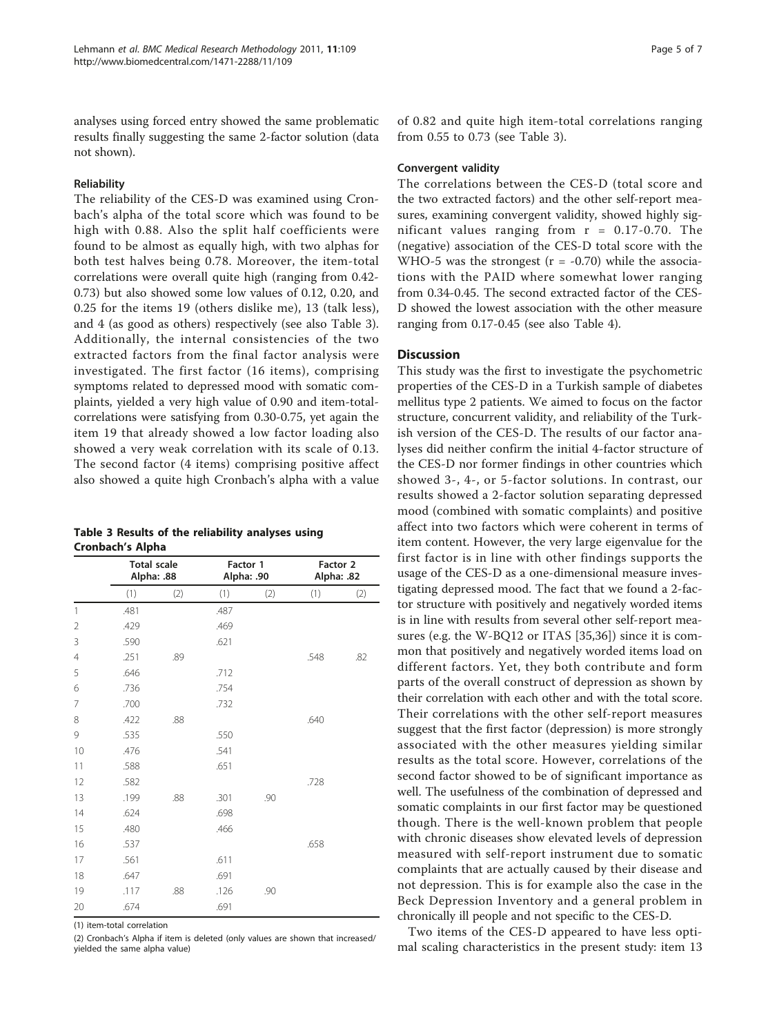analyses using forced entry showed the same problematic results finally suggesting the same 2-factor solution (data not shown).

#### Reliability

The reliability of the CES-D was examined using Cronbach's alpha of the total score which was found to be high with 0.88. Also the split half coefficients were found to be almost as equally high, with two alphas for both test halves being 0.78. Moreover, the item-total correlations were overall quite high (ranging from 0.42-0.73) but also showed some low values of 0.12, 0.20, and 0.25 for the items 19 (others dislike me), 13 (talk less), and 4 (as good as others) respectively (see also Table 3). Additionally, the internal consistencies of the two extracted factors from the final factor analysis were investigated. The first factor (16 items), comprising symptoms related to depressed mood with somatic complaints, yielded a very high value of 0.90 and item-total-correlations were satisfying from 0.30-0.75, yet again the item 19 that already showed a low factor loading also showed a very weak correlation with its scale of 0.13. The second factor (4 items) comprising positive affect also showed a quite high Cronbach's alpha with a value of 0.82 and quite high item-total correlations ranging from 0.55 to 0.73 (see Table 3).

**Table 3 Results of the reliability analyses using Cronbach's Alpha**

| | Total scale Alpha: .88 | | Factor 1 Alpha: .90 | | Factor 2 Alpha: .82 | |
|---|---|---|---|---|---|---|
| | (1) | (2) | (1) | (2) | (1) | (2) |
| 1 | .481 | | .487 | | | |
| 2 | .429 | | .469 | | | |
| 3 | .590 | | .621 | | | |
| 4 | .251 | .89 | | | .548 | .82 |
| 5 | .646 | | .712 | | | |
| 6 | .736 | | .754 | | | |
| 7 | .700 | | .732 | | | |
| 8 | .422 | .88 | | | .640 | |
| 9 | .535 | | .550 | | | |
| 10 | .476 | | .541 | | | |
| 11 | .588 | | .651 | | | |
| 12 | .582 | | | | .728 | |
| 13 | .199 | .88 | .301 | .90 | | |
| 14 | .624 | | .698 | | | |
| 15 | .480 | | .466 | | | |
| 16 | .537 | | | | .658 | |
| 17 | .561 | | .611 | | | |
| 18 | .647 | | .691 | | | |
| 19 | .117 | .88 | .126 | .90 | | |
| 20 | .674 | | .691 | | | |

(1) item-total correlation

(2) Cronbach's Alpha if item is deleted (only values are shown that increased/yielded the same alpha value)

#### Convergent validity

The correlations between the CES-D (total score and the two extracted factors) and the other self-report measures, examining convergent validity, showed highly significant values ranging from r = 0.17-0.70. The (negative) association of the CES-D total score with the WHO-5 was the strongest (r = -0.70) while the associations with the PAID where somewhat lower ranging from 0.34-0.45. The second extracted factor of the CES-D showed the lowest association with the other measure ranging from 0.17-0.45 (see also Table 4).

## Discussion

This study was the first to investigate the psychometric properties of the CES-D in a Turkish sample of diabetes mellitus type 2 patients. We aimed to focus on the factor structure, concurrent validity, and reliability of the Turkish version of the CES-D. The results of our factor analyses did neither confirm the initial 4-factor structure of the CES-D nor former findings in other countries which showed 3-, 4-, or 5-factor solutions. In contrast, our results showed a 2-factor solution separating depressed mood (combined with somatic complaints) and positive affect into two factors which were coherent in terms of item content. However, the very large eigenvalue for the first factor is in line with other findings supports the usage of the CES-D as a one-dimensional measure investigating depressed mood. The fact that we found a 2-factor structure with positively and negatively worded items is in line with results from several other self-report measures (e.g. the W-BQ12 or ITAS [35,36]) since it is common that positively and negatively worded items load on different factors. Yet, they both contribute and form parts of the overall construct of depression as shown by their correlation with each other and with the total score. Their correlations with the other self-report measures suggest that the first factor (depression) is more strongly associated with the other measures yielding similar results as the total score. However, correlations of the second factor showed to be of significant importance as well. The usefulness of the combination of depressed and somatic complaints in our first factor may be questioned though. There is the well-known problem that people with chronic diseases show elevated levels of depression measured with self-report instrument due to somatic complaints that are actually caused by their disease and not depression. This is for example also the case in the Beck Depression Inventory and a general problem in chronically ill people and not specific to the CES-D.

Two items of the CES-D appeared to have less optimal scaling characteristics in the present study: item 13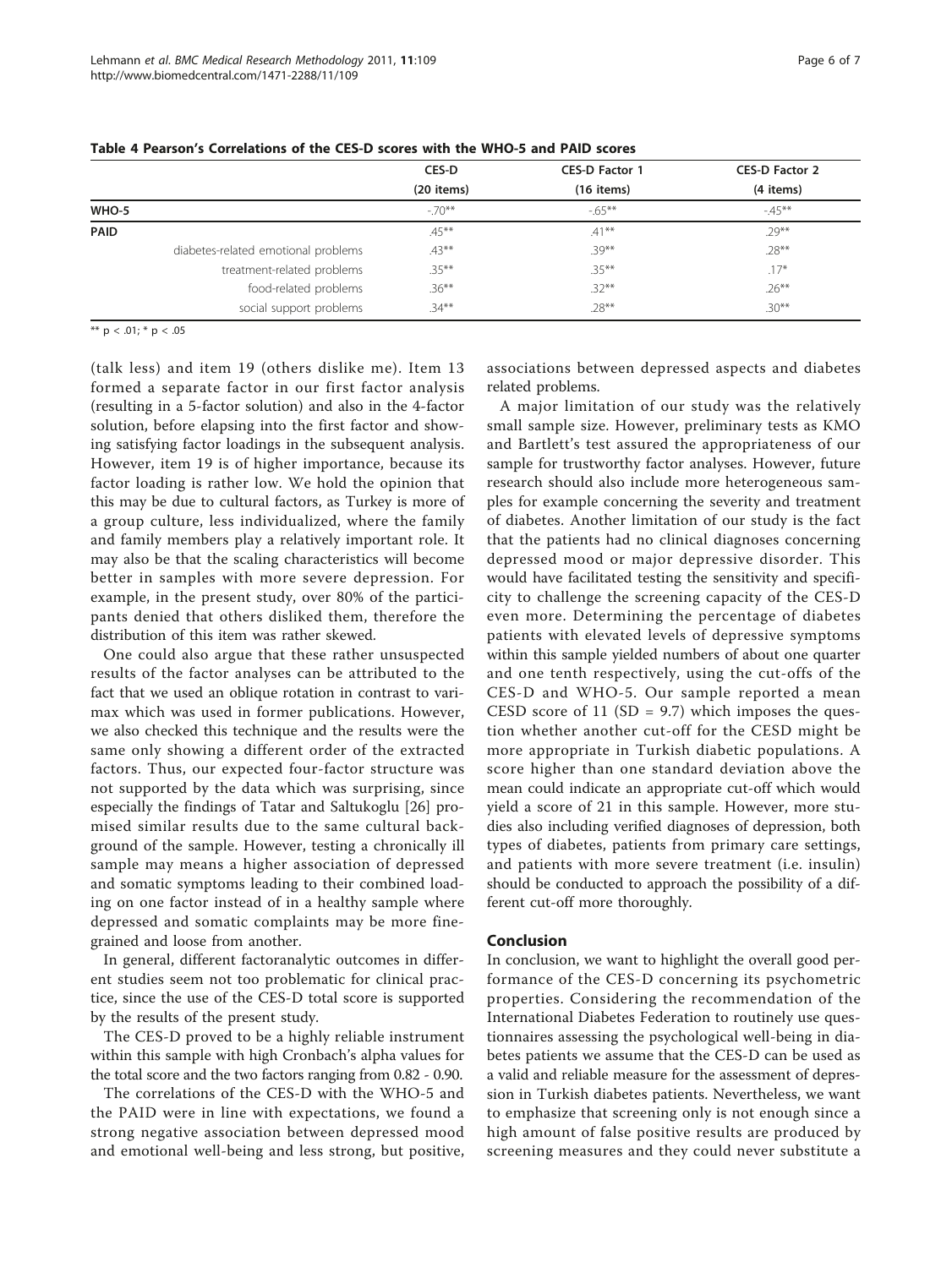**Table 4 Pearson's Correlations of the CES-D scores with the WHO-5 and PAID scores**

| | CES-D (20 items) | CES-D Factor 1 (16 items) | CES-D Factor 2 (4 items) |
|---|---|---|---|
| **WHO-5** | -.70** | -.65** | -.45** |
| **PAID** | .45** | .41** | .29** |
| diabetes-related emotional problems | .43** | .39** | .28** |
| treatment-related problems | .35** | .35** | .17* |
| food-related problems | .36** | .32** | .26** |
| social support problems | .34** | .28** | .30** |

** p < .01; * p < .05

(talk less) and item 19 (others dislike me). Item 13 formed a separate factor in our first factor analysis (resulting in a 5-factor solution) and also in the 4-factor solution, before elapsing into the first factor and showing satisfying factor loadings in the subsequent analysis. However, item 19 is of higher importance, because its factor loading is rather low. We hold the opinion that this may be due to cultural factors, as Turkey is more of a group culture, less individualized, where the family and family members play a relatively important role. It may also be that the scaling characteristics will become better in samples with more severe depression. For example, in the present study, over 80% of the participants denied that others disliked them, therefore the distribution of this item was rather skewed.

One could also argue that these rather unsuspected results of the factor analyses can be attributed to the fact that we used an oblique rotation in contrast to varimax which was used in former publications. However, we also checked this technique and the results were the same only showing a different order of the extracted factors. Thus, our expected four-factor structure was not supported by the data which was surprising, since especially the findings of Tatar and Saltukoglu [26] promised similar results due to the same cultural background of the sample. However, testing a chronically ill sample may means a higher association of depressed and somatic symptoms leading to their combined loading on one factor instead of in a healthy sample where depressed and somatic complaints may be more fine-grained and loose from another.

In general, different factoranalytic outcomes in different studies seem not too problematic for clinical practice, since the use of the CES-D total score is supported by the results of the present study.

The CES-D proved to be a highly reliable instrument within this sample with high Cronbach's alpha values for the total score and the two factors ranging from 0.82 - 0.90.

The correlations of the CES-D with the WHO-5 and the PAID were in line with expectations, we found a strong negative association between depressed mood and emotional well-being and less strong, but positive, associations between depressed aspects and diabetes related problems.

A major limitation of our study was the relatively small sample size. However, preliminary tests as KMO and Bartlett's test assured the appropriateness of our sample for trustworthy factor analyses. However, future research should also include more heterogeneous samples for example concerning the severity and treatment of diabetes. Another limitation of our study is the fact that the patients had no clinical diagnoses concerning depressed mood or major depressive disorder. This would have facilitated testing the sensitivity and specificity to challenge the screening capacity of the CES-D even more. Determining the percentage of diabetes patients with elevated levels of depressive symptoms within this sample yielded numbers of about one quarter and one tenth respectively, using the cut-offs of the CES-D and WHO-5. Our sample reported a mean CESD score of 11 (SD = 9.7) which imposes the question whether another cut-off for the CESD might be more appropriate in Turkish diabetic populations. A score higher than one standard deviation above the mean could indicate an appropriate cut-off which would yield a score of 21 in this sample. However, more studies also including verified diagnoses of depression, both types of diabetes, patients from primary care settings, and patients with more severe treatment (i.e. insulin) should be conducted to approach the possibility of a different cut-off more thoroughly.

## Conclusion

In conclusion, we want to highlight the overall good performance of the CES-D concerning its psychometric properties. Considering the recommendation of the International Diabetes Federation to routinely use questionnaires assessing the psychological well-being in diabetes patients we assume that the CES-D can be used as a valid and reliable measure for the assessment of depression in Turkish diabetes patients. Nevertheless, we want to emphasize that screening only is not enough since a high amount of false positive results are produced by screening measures and they could never substitute a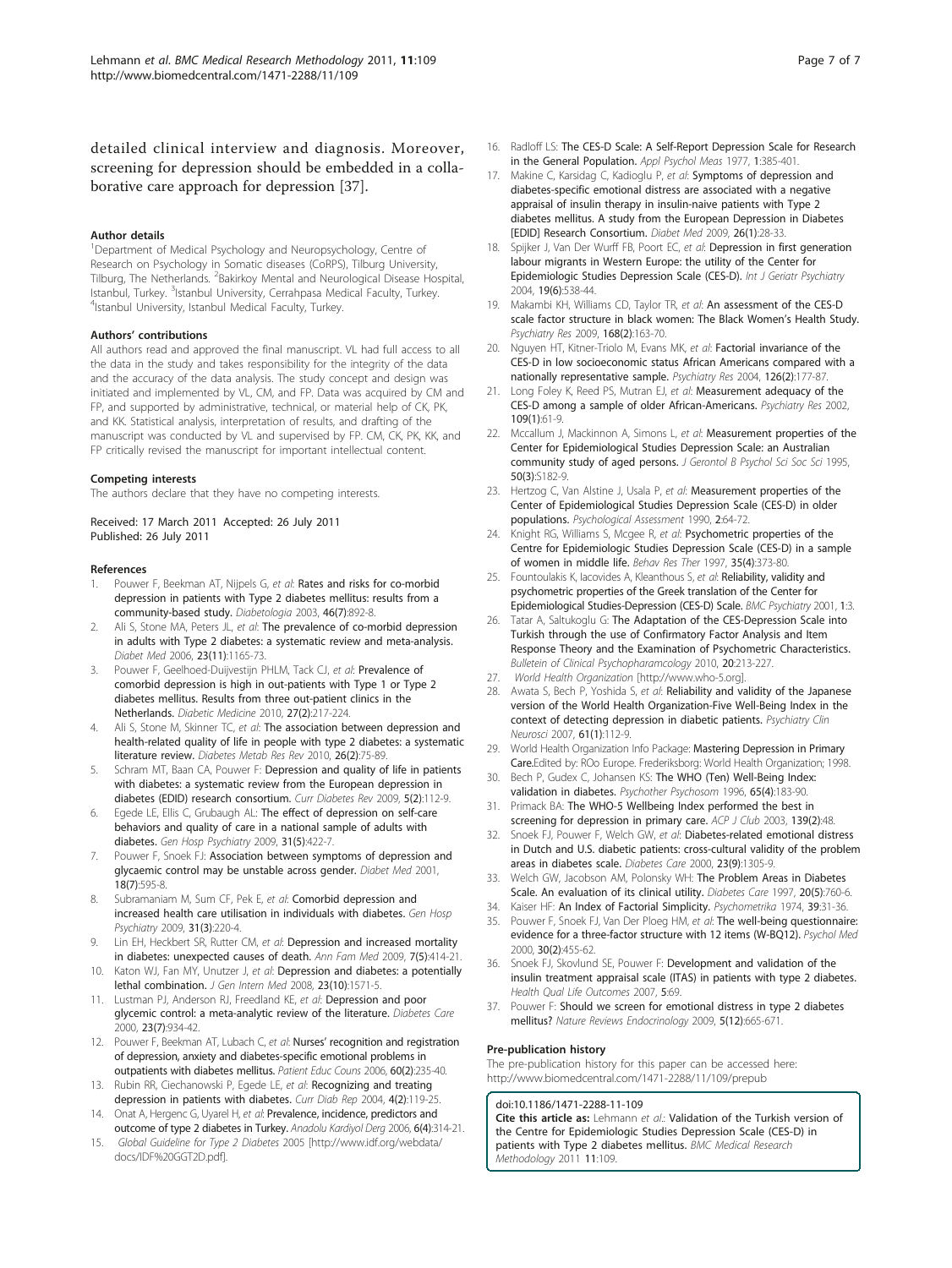detailed clinical interview and diagnosis. Moreover, screening for depression should be embedded in a collaborative care approach for depression [37].

#### Author details

[1]Department of Medical Psychology and Neuropsychology, Centre of Research on Psychology in Somatic diseases (CoRPS), Tilburg University, Tilburg, The Netherlands. [2]Bakirkoy Mental and Neurological Disease Hospital, Istanbul, Turkey. [3]Istanbul University, Cerrahpasa Medical Faculty, Turkey. [4]Istanbul University, Istanbul Medical Faculty, Turkey.

#### Authors' contributions

All authors read and approved the final manuscript. VL had full access to all the data in the study and takes responsibility for the integrity of the data and the accuracy of the data analysis. The study concept and design was initiated and implemented by VL, CM, and FP. Data was acquired by CM and FP, and supported by administrative, technical, or material help of CK, PK, and KK. Statistical analysis, interpretation of results, and drafting of the manuscript was conducted by VL and supervised by FP. CM, CK, PK, KK, and FP critically revised the manuscript for important intellectual content.

#### Competing interests

The authors declare that they have no competing interests.

Received: 17 March 2011 Accepted: 26 July 2011
Published: 26 July 2011

#### References

1. Pouwer F, Beekman AT, Nijpels G, *et al*: **Rates and risks for co-morbid depression in patients with Type 2 diabetes mellitus: results from a community-based study.** *Diabetologia* 2003, **46(7)**:892-8.
2. Ali S, Stone MA, Peters JL, *et al*: **The prevalence of co-morbid depression in adults with Type 2 diabetes: a systematic review and meta-analysis.** *Diabet Med* 2006, **23(11)**:1165-73.
3. Pouwer F, Geelhoed-Duijvestijn PHLM, Tack CJ, *et al*: **Prevalence of comorbid depression is high in out-patients with Type 1 or Type 2 diabetes mellitus. Results from three out-patient clinics in the Netherlands.** *Diabetic Medicine* 2010, **27(2)**:217-224.
4. Ali S, Stone M, Skinner TC, *et al*: **The association between depression and health-related quality of life in people with type 2 diabetes: a systematic literature review.** *Diabetes Metab Res Rev* 2010, **26(2)**:75-89.
5. Schram MT, Baan CA, Pouwer F: **Depression and quality of life in patients with diabetes: a systematic review from the European depression in diabetes (EDID) research consortium.** *Curr Diabetes Rev* 2009, **5(2)**:112-9.
6. Egede LE, Ellis C, Grubaugh AL: **The effect of depression on self-care behaviors and quality of care in a national sample of adults with diabetes.** *Gen Hosp Psychiatry* 2009, **31(5)**:422-7.
7. Pouwer F, Snoek FJ: **Association between symptoms of depression and glycaemic control may be unstable across gender.** *Diabet Med* 2001, **18(7)**:595-8.
8. Subramaniam M, Sum CF, Pek E, *et al*: **Comorbid depression and increased health care utilisation in individuals with diabetes.** *Gen Hosp Psychiatry* 2009, **31(3)**:220-4.
9. Lin EH, Heckbert SR, Rutter CM, *et al*: **Depression and increased mortality in diabetes: unexpected causes of death.** *Ann Fam Med* 2009, **7(5)**:414-21.
10. Katon WJ, Fan MY, Unutzer J, *et al*: **Depression and diabetes: a potentially lethal combination.** *J Gen Intern Med* 2008, **23(10)**:1571-5.
11. Lustman PJ, Anderson RJ, Freedland KE, *et al*: **Depression and poor glycemic control: a meta-analytic review of the literature.** *Diabetes Care* 2000, **23(7)**:934-42.
12. Pouwer F, Beekman AT, Lubach C, *et al*: **Nurses' recognition and registration of depression, anxiety and diabetes-specific emotional problems in outpatients with diabetes mellitus.** *Patient Educ Couns* 2006, **60(2)**:235-40.
13. Rubin RR, Ciechanowski P, Egede LE, *et al*: **Recognizing and treating depression in patients with diabetes.** *Curr Diab Rep* 2004, **4(2)**:119-25.
14. Onat A, Hergenc G, Uyarel H, *et al*: **Prevalence, incidence, predictors and outcome of type 2 diabetes in Turkey.** *Anadolu Kardiyol Derg* 2006, **6(4)**:314-21.
15. *Global Guideline for Type 2 Diabetes* 2005 [http://www.idf.org/webdata/docs/IDF%20GGT2D.pdf].
16. Radloff LS: **The CES-D Scale: A Self-Report Depression Scale for Research in the General Population.** *Appl Psychol Meas* 1977, **1**:385-401.
17. Makine C, Karsidag C, Kadioglu P, *et al*: **Symptoms of depression and diabetes-specific emotional distress are associated with a negative appraisal of insulin therapy in insulin-naive patients with Type 2 diabetes mellitus. A study from the European Depression in Diabetes [EDID] Research Consortium.** *Diabet Med* 2009, **26(1)**:28-33.
18. Spijker J, Van Der Wurff FB, Poort EC, *et al*: **Depression in first generation labour migrants in Western Europe: the utility of the Center for Epidemiologic Studies Depression Scale (CES-D).** *Int J Geriatr Psychiatry* 2004, **19(6)**:538-44.
19. Makambi KH, Williams CD, Taylor TR, *et al*: **An assessment of the CES-D scale factor structure in black women: The Black Women's Health Study.** *Psychiatry Res* 2009, **168(2)**:163-70.
20. Nguyen HT, Kitner-Triolo M, Evans MK, *et al*: **Factorial invariance of the CES-D in low socioeconomic status African Americans compared with a nationally representative sample.** *Psychiatry Res* 2004, **126(2)**:177-87.
21. Long Foley K, Reed PS, Mutran EJ, *et al*: **Measurement adequacy of the CES-D among a sample of older African-Americans.** *Psychiatry Res* 2002, **109(1)**:61-9.
22. Mccallum J, Mackinnon A, Simons L, *et al*: **Measurement properties of the Center for Epidemiological Studies Depression Scale: an Australian community study of aged persons.** *J Gerontol B Psychol Sci Soc Sci* 1995, **50(3)**:S182-9.
23. Hertzog C, Van Alstine J, Usala P, *et al*: **Measurement properties of the Center of Epidemiological Studies Depression Scale (CES-D) in older populations.** *Psychological Assessment* 1990, **2**:64-72.
24. Knight RG, Williams S, Mcgee R, *et al*: **Psychometric properties of the Centre for Epidemiologic Studies Depression Scale (CES-D) in a sample of women in middle life.** *Behav Res Ther* 1997, **35(4)**:373-80.
25. Fountoulakis K, Iacovides A, Kleanthous S, *et al*: **Reliability, validity and psychometric properties of the Greek translation of the Center for Epidemiological Studies-Depression (CES-D) Scale.** *BMC Psychiatry* 2001, **1**:3.
26. Tatar A, Saltukoglu G: **The Adaptation of the CES-Depression Scale into Turkish through the use of Confirmatory Factor Analysis and Item Response Theory and the Examination of Psychometric Characteristics.** *Bulletein of Clinical Psychopharamcology* 2010, **20**:213-227.
27. *World Health Organization* [http://www.who-5.org].
28. Awata S, Bech P, Yoshida S, *et al*: **Reliability and validity of the Japanese version of the World Health Organization-Five Well-Being Index in the context of detecting depression in diabetic patients.** *Psychiatry Clin Neurosci* 2007, **61(1)**:112-9.
29. World Health Organization Info Package: **Mastering Depression in Primary Care.**Edited by: ROo Europe. Frederiksborg: World Health Organization; 1998.
30. Bech P, Gudex C, Johansen KS: **The WHO (Ten) Well-Being Index: validation in diabetes.** *Psychother Psychosom* 1996, **65(4)**:183-90.
31. Primack BA: **The WHO-5 Wellbeing Index performed the best in screening for depression in primary care.** *ACP J Club* 2003, **139(2)**:48.
32. Snoek FJ, Pouwer F, Welch GW, *et al*: **Diabetes-related emotional distress in Dutch and U.S. diabetic patients: cross-cultural validity of the problem areas in diabetes scale.** *Diabetes Care* 2000, **23(9)**:1305-9.
33. Welch GW, Jacobson AM, Polonsky WH: **The Problem Areas in Diabetes Scale. An evaluation of its clinical utility.** *Diabetes Care* 1997, **20(5)**:760-6.
34. Kaiser HF: **An Index of Factorial Simplicity.** *Psychometrika* 1974, **39**:31-36.
35. Pouwer F, Snoek FJ, Van Der Ploeg HM, *et al*: **The well-being questionnaire: evidence for a three-factor structure with 12 items (W-BQ12).** *Psychol Med* 2000, **30(2)**:455-62.
36. Snoek FJ, Skovlund SE, Pouwer F: **Development and validation of the insulin treatment appraisal scale (ITAS) in patients with type 2 diabetes.** *Health Qual Life Outcomes* 2007, **5**:69.
37. Pouwer F: **Should we screen for emotional distress in type 2 diabetes mellitus?** *Nature Reviews Endocrinology* 2009, **5(12)**:665-671.

#### Pre-publication history

The pre-publication history for this paper can be accessed here:
http://www.biomedcentral.com/1471-2288/11/109/prepub

doi:10.1186/1471-2288-11-109
**Cite this article as:** Lehmann *et al.*: Validation of the Turkish version of the Centre for Epidemiologic Studies Depression Scale (CES-D) in patients with Type 2 diabetes mellitus. *BMC Medical Research Methodology* 2011 **11**:109.